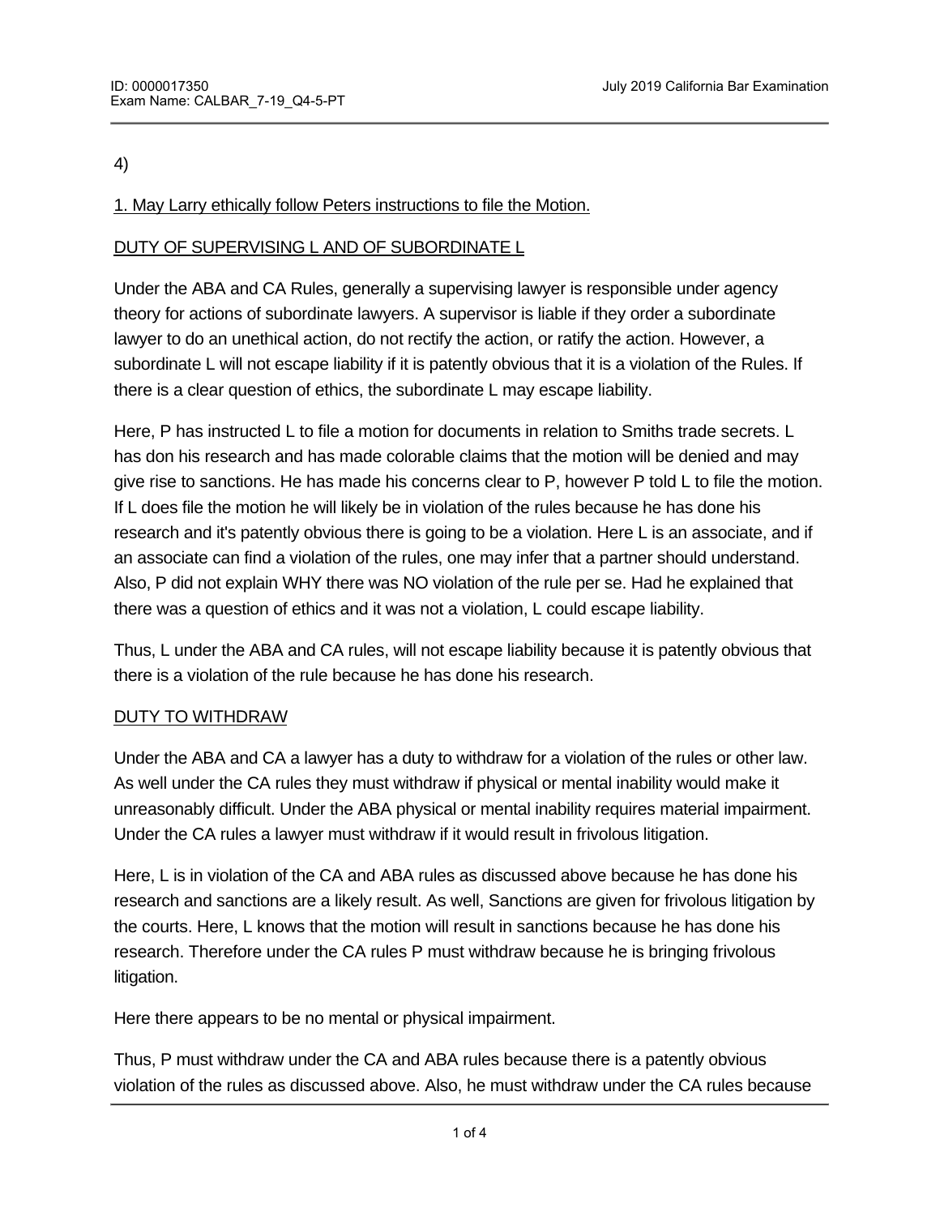4)

<u>1. May Larry ethically follow Peters instructions to file the Motion.</u>

<u>DUTY OF SUPERVISING L AND OF SUBORDINATE L</u>

Under the ABA and CA Rules, generally a supervising lawyer is responsible under agency theory for actions of subordinate lawyers. A supervisor is liable if they order a subordinate lawyer to do an unethical action, do not rectify the action, or ratify the action. However, a subordinate L will not escape liability if it is patently obvious that it is a violation of the Rules. If there is a clear question of ethics, the subordinate L may escape liability.

Here, P has instructed L to file a motion for documents in relation to Smiths trade secrets. L has don his research and has made colorable claims that the motion will be denied and may give rise to sanctions. He has made his concerns clear to P, however P told L to file the motion. If L does file the motion he will likely be in violation of the rules because he has done his research and it's patently obvious there is going to be a violation. Here L is an associate, and if an associate can find a violation of the rules, one may infer that a partner should understand. Also, P did not explain WHY there was NO violation of the rule per se. Had he explained that there was a question of ethics and it was not a violation, L could escape liability.

Thus, L under the ABA and CA rules, will not escape liability because it is patently obvious that there is a violation of the rule because he has done his research.

<u>DUTY TO WITHDRAW</u>

Under the ABA and CA a lawyer has a duty to withdraw for a violation of the rules or other law. As well under the CA rules they must withdraw if physical or mental inability would make it unreasonably difficult. Under the ABA physical or mental inability requires material impairment. Under the CA rules a lawyer must withdraw if it would result in frivolous litigation.

Here, L is in violation of the CA and ABA rules as discussed above because he has done his research and sanctions are a likely result. As well, Sanctions are given for frivolous litigation by the courts. Here, L knows that the motion will result in sanctions because he has done his research. Therefore under the CA rules P must withdraw because he is bringing frivolous litigation.

Here there appears to be no mental or physical impairment.

Thus, P must withdraw under the CA and ABA rules because there is a patently obvious violation of the rules as discussed above. Also, he must withdraw under the CA rules because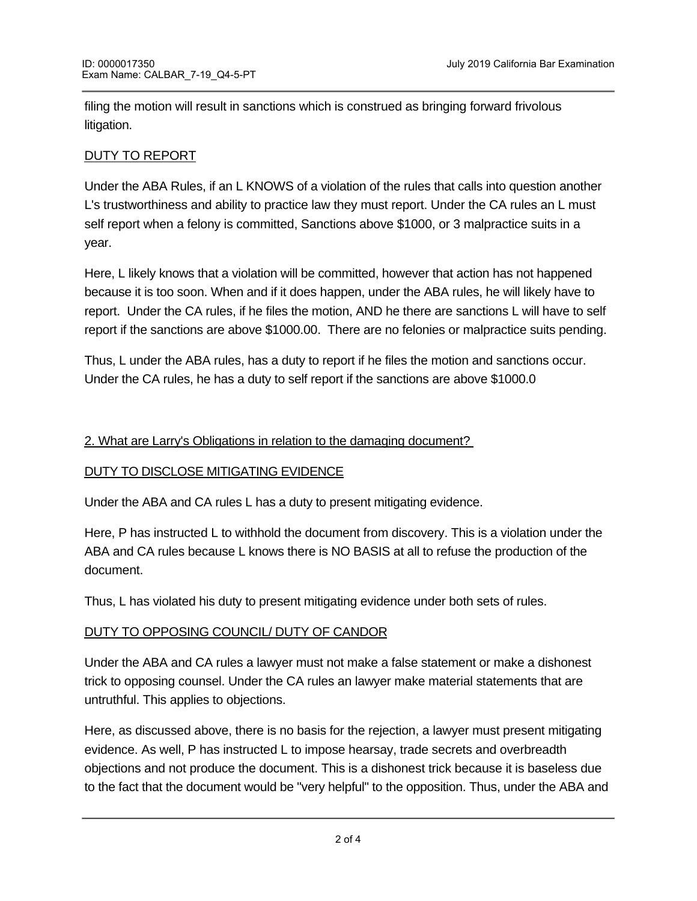filing the motion will result in sanctions which is construed as bringing forward frivolous litigation.

<u>DUTY TO REPORT</u>

Under the ABA Rules, if an L KNOWS of a violation of the rules that calls into question another L's trustworthiness and ability to practice law they must report. Under the CA rules an L must self report when a felony is committed, Sanctions above $1000, or 3 malpractice suits in a year.

Here, L likely knows that a violation will be committed, however that action has not happened because it is too soon. When and if it does happen, under the ABA rules, he will likely have to report. Under the CA rules, if he files the motion, AND he there are sanctions L will have to self report if the sanctions are above $1000.00. There are no felonies or malpractice suits pending.

Thus, L under the ABA rules, has a duty to report if he files the motion and sanctions occur. Under the CA rules, he has a duty to self report if the sanctions are above $1000.0

<u>2. What are Larry's Obligations in relation to the damaging document?</u>

<u>DUTY TO DISCLOSE MITIGATING EVIDENCE</u>

Under the ABA and CA rules L has a duty to present mitigating evidence.

Here, P has instructed L to withhold the document from discovery. This is a violation under the ABA and CA rules because L knows there is NO BASIS at all to refuse the production of the document.

Thus, L has violated his duty to present mitigating evidence under both sets of rules.

<u>DUTY TO OPPOSING COUNCIL/ DUTY OF CANDOR</u>

Under the ABA and CA rules a lawyer must not make a false statement or make a dishonest trick to opposing counsel. Under the CA rules an lawyer make material statements that are untruthful. This applies to objections.

Here, as discussed above, there is no basis for the rejection, a lawyer must present mitigating evidence. As well, P has instructed L to impose hearsay, trade secrets and overbreadth objections and not produce the document. This is a dishonest trick because it is baseless due to the fact that the document would be "very helpful" to the opposition. Thus, under the ABA and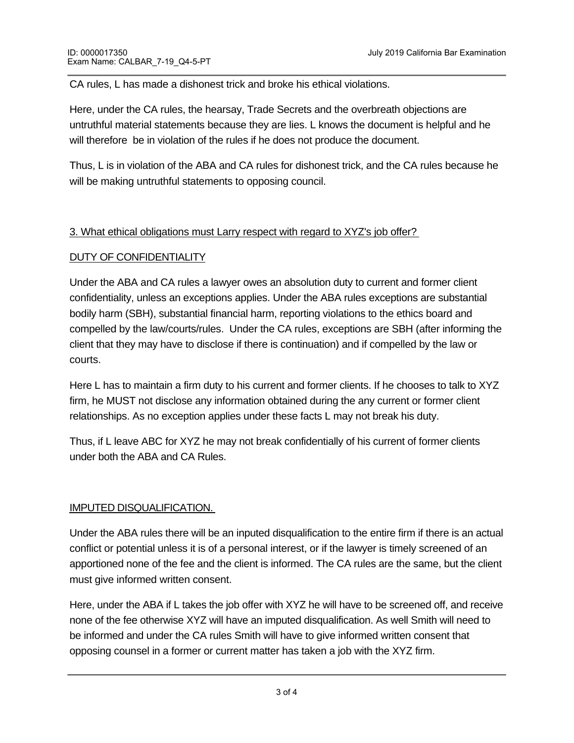CA rules, L has made a dishonest trick and broke his ethical violations.

Here, under the CA rules, the hearsay, Trade Secrets and the overbreath objections are untruthful material statements because they are lies. L knows the document is helpful and he will therefore be in violation of the rules if he does not produce the document.

Thus, L is in violation of the ABA and CA rules for dishonest trick, and the CA rules because he will be making untruthful statements to opposing council.

3. What ethical obligations must Larry respect with regard to XYZ's job offer?

DUTY OF CONFIDENTIALITY

Under the ABA and CA rules a lawyer owes an absolution duty to current and former client confidentiality, unless an exceptions applies. Under the ABA rules exceptions are substantial bodily harm (SBH), substantial financial harm, reporting violations to the ethics board and compelled by the law/courts/rules. Under the CA rules, exceptions are SBH (after informing the client that they may have to disclose if there is continuation) and if compelled by the law or courts.

Here L has to maintain a firm duty to his current and former clients. If he chooses to talk to XYZ firm, he MUST not disclose any information obtained during the any current or former client relationships. As no exception applies under these facts L may not break his duty.

Thus, if L leave ABC for XYZ he may not break confidentially of his current of former clients under both the ABA and CA Rules.

IMPUTED DISQUALIFICATION.

Under the ABA rules there will be an inputed disqualification to the entire firm if there is an actual conflict or potential unless it is of a personal interest, or if the lawyer is timely screened of an apportioned none of the fee and the client is informed. The CA rules are the same, but the client must give informed written consent.

Here, under the ABA if L takes the job offer with XYZ he will have to be screened off, and receive none of the fee otherwise XYZ will have an imputed disqualification. As well Smith will need to be informed and under the CA rules Smith will have to give informed written consent that opposing counsel in a former or current matter has taken a job with the XYZ firm.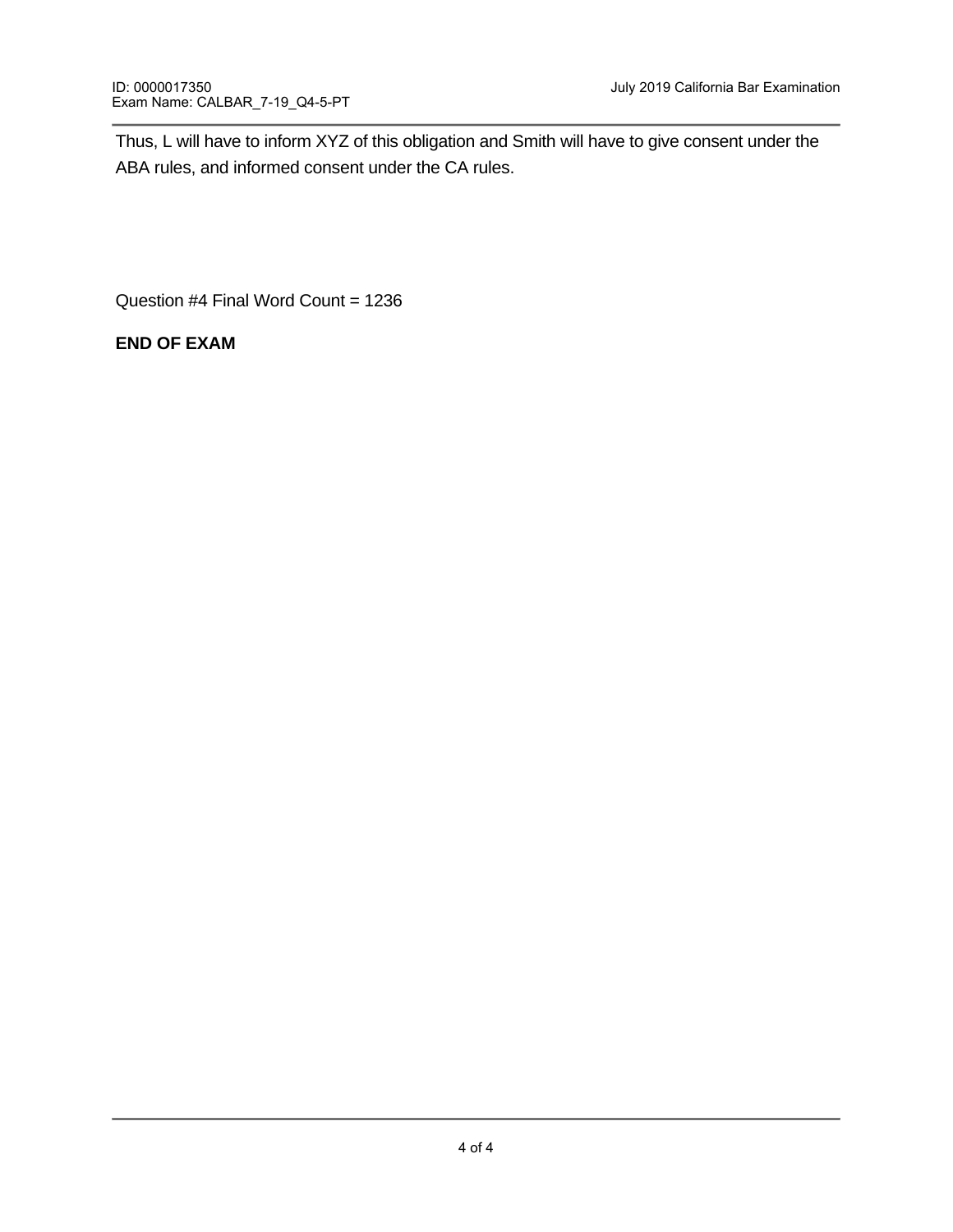Thus, L will have to inform XYZ of this obligation and Smith will have to give consent under the ABA rules, and informed consent under the CA rules.

Question #4 Final Word Count = 1236

**END OF EXAM**